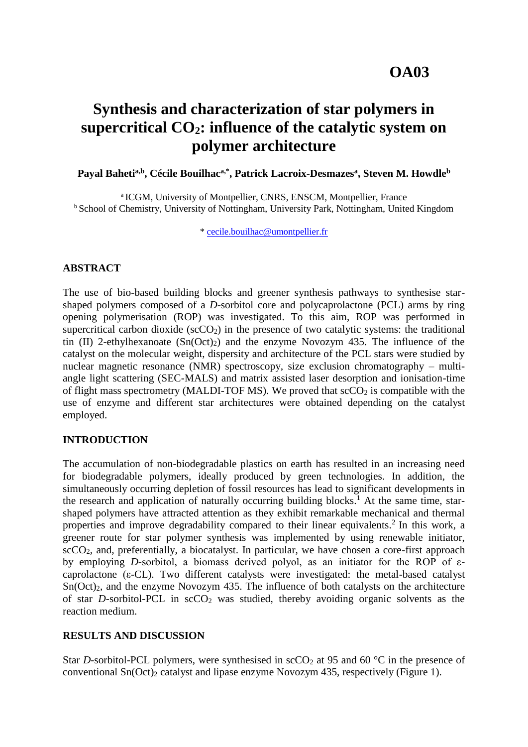OA03

# Synthesis and characterization of star polymers in supercritical $CO_2$: influence of the catalytic system on polymer architecture

**Payal Baheti[a,b], Cécile Bouilhac[a,*], Patrick Lacroix-Desmazes[a], Steven M. Howdle[b]**

[a] ICGM, University of Montpellier, CNRS, ENSCM, Montpellier, France
[b] School of Chemistry, University of Nottingham, University Park, Nottingham, United Kingdom

* cecile.bouilhac@umontpellier.fr

## ABSTRACT

The use of bio-based building blocks and greener synthesis pathways to synthesise star-shaped polymers composed of a *D*-sorbitol core and polycaprolactone (PCL) arms by ring opening polymerisation (ROP) was investigated. To this aim, ROP was performed in supercritical carbon dioxide ($scCO_2$) in the presence of two catalytic systems: the traditional tin (II) 2-ethylhexanoate ($Sn(Oct)_2$) and the enzyme Novozym 435. The influence of the catalyst on the molecular weight, dispersity and architecture of the PCL stars were studied by nuclear magnetic resonance (NMR) spectroscopy, size exclusion chromatography – multi-angle light scattering (SEC-MALS) and matrix assisted laser desorption and ionisation-time of flight mass spectrometry (MALDI-TOF MS). We proved that $scCO_2$ is compatible with the use of enzyme and different star architectures were obtained depending on the catalyst employed.

## INTRODUCTION

The accumulation of non-biodegradable plastics on earth has resulted in an increasing need for biodegradable polymers, ideally produced by green technologies. In addition, the simultaneously occurring depletion of fossil resources has lead to significant developments in the research and application of naturally occurring building blocks.[1] At the same time, star-shaped polymers have attracted attention as they exhibit remarkable mechanical and thermal properties and improve degradability compared to their linear equivalents.[2] In this work, a greener route for star polymer synthesis was implemented by using renewable initiator, $scCO_2$, and, preferentially, a biocatalyst. In particular, we have chosen a core-first approach by employing *D*-sorbitol, a biomass derived polyol, as an initiator for the ROP of ε-caprolactone (ε-CL). Two different catalysts were investigated: the metal-based catalyst $Sn(Oct)_2$, and the enzyme Novozym 435. The influence of both catalysts on the architecture of star *D*-sorbitol-PCL in $scCO_2$ was studied, thereby avoiding organic solvents as the reaction medium.

## RESULTS AND DISCUSSION

Star *D*-sorbitol-PCL polymers, were synthesised in $scCO_2$ at 95 and 60 °C in the presence of conventional $Sn(Oct)_2$ catalyst and lipase enzyme Novozym 435, respectively (Figure 1).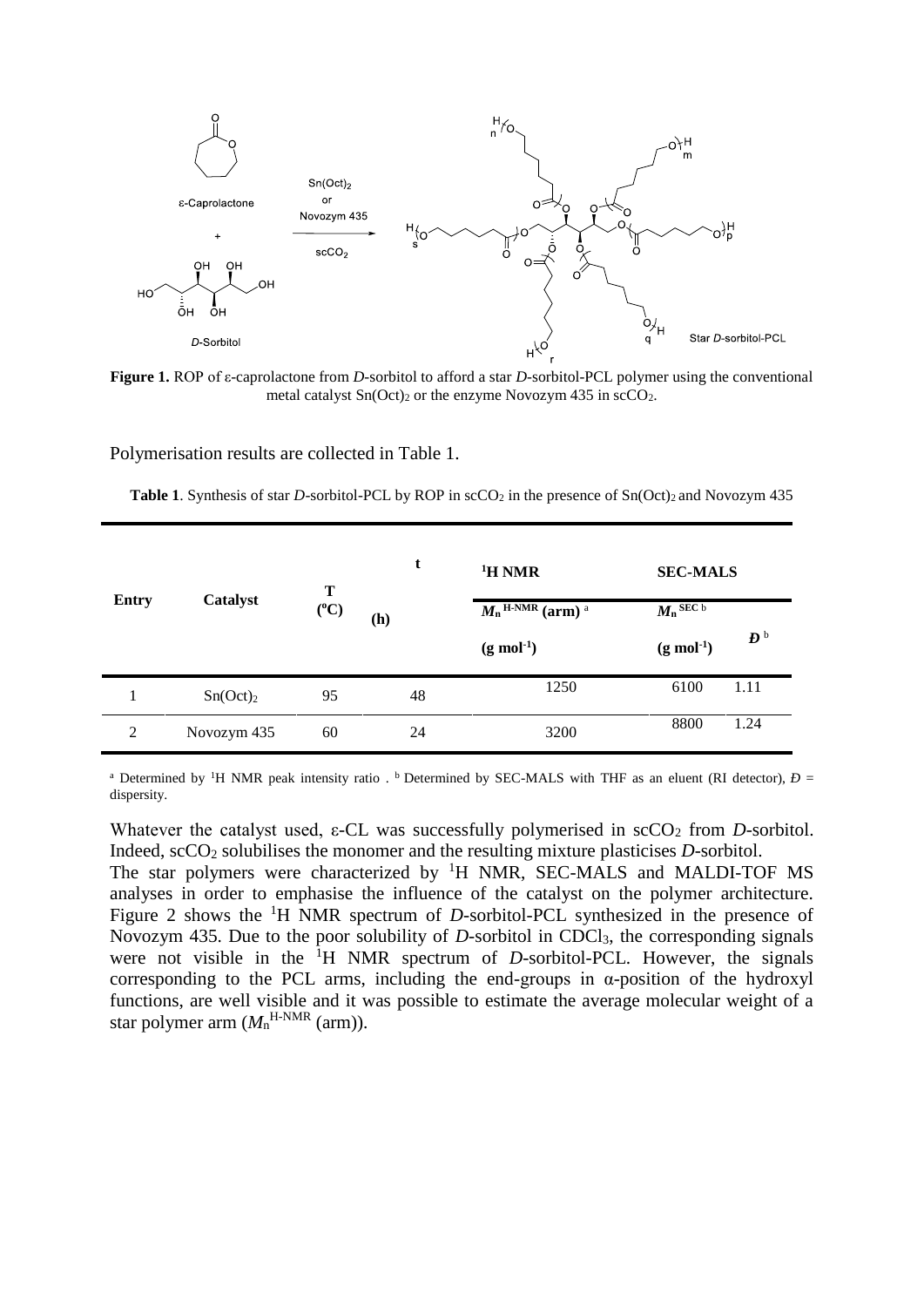**Figure 1.** ROP of ε-caprolactone from *D*-sorbitol to afford a star *D*-sorbitol-PCL polymer using the conventional metal catalyst $Sn(Oct)_2$ or the enzyme Novozym 435 in $scCO_2$.

Polymerisation results are collected in Table 1.

**Table 1**. Synthesis of star *D*-sorbitol-PCL by ROP in $scCO_2$ in the presence of $Sn(Oct)_2$ and Novozym 435

| Entry | Catalyst | T (°C) | t (h) | [1]H NMR $M_n^{H\text{-}NMR}$ (arm) [a] (g mol$^{-1}$) | SEC-MALS $M_n^{SEC}$ [b] (g mol$^{-1}$) | SEC-MALS $Đ$ [b] |
|---|---|---|---|---|---|---|
| 1 | $Sn(Oct)_2$ | 95 | 48 | 1250 | 6100 | 1.11 |
| 2 | Novozym 435 | 60 | 24 | 3200 | 8800 | 1.24 |

[a] Determined by [1]H NMR peak intensity ratio . [b] Determined by SEC-MALS with THF as an eluent (RI detector), $Đ$ = dispersity.

Whatever the catalyst used, ε-CL was successfully polymerised in $scCO_2$ from *D*-sorbitol. Indeed, $scCO_2$ solubilises the monomer and the resulting mixture plasticises *D*-sorbitol.
The star polymers were characterized by [1]H NMR, SEC-MALS and MALDI-TOF MS analyses in order to emphasise the influence of the catalyst on the polymer architecture. Figure 2 shows the [1]H NMR spectrum of *D*-sorbitol-PCL synthesized in the presence of Novozym 435. Due to the poor solubility of *D*-sorbitol in $CDCl_3$, the corresponding signals were not visible in the [1]H NMR spectrum of *D*-sorbitol-PCL. However, the signals corresponding to the PCL arms, including the end-groups in α-position of the hydroxyl functions, are well visible and it was possible to estimate the average molecular weight of a star polymer arm ($M_n^{H\text{-}NMR}$ (arm)).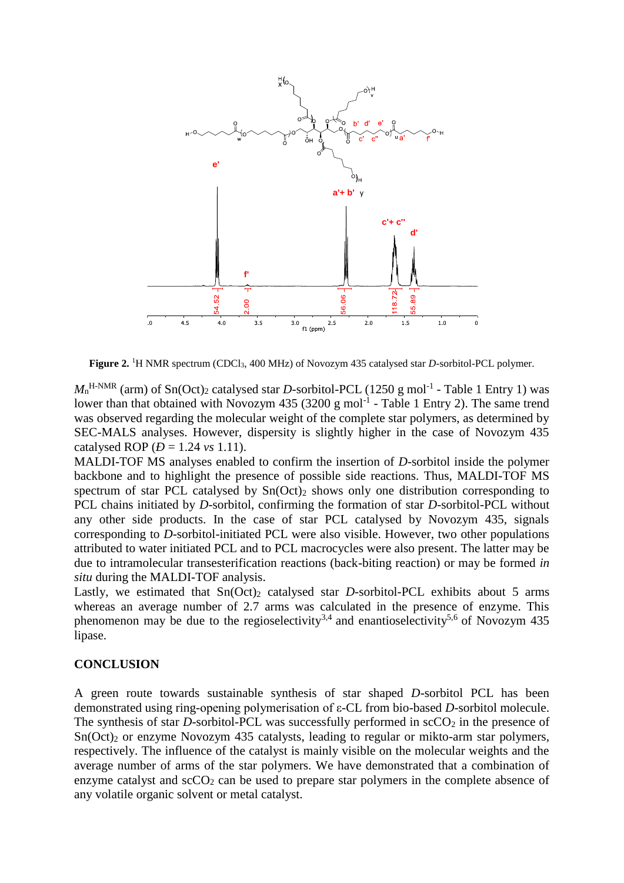**Figure 2.** $^{1}$H NMR spectrum ($CDCl_3$, 400 MHz) of Novozym 435 catalysed star *D*-sorbitol-PCL polymer.

$M_n^{H\text{-}NMR}$ (arm) of $Sn(Oct)_2$ catalysed star *D*-sorbitol-PCL (1250 g mol$^{-1}$ - Table 1 Entry 1) was lower than that obtained with Novozym 435 (3200 g mol$^{-1}$ - Table 1 Entry 2). The same trend was observed regarding the molecular weight of the complete star polymers, as determined by SEC-MALS analyses. However, dispersity is slightly higher in the case of Novozym 435 catalysed ROP ($Đ$ = 1.24 *vs* 1.11).

MALDI-TOF MS analyses enabled to confirm the insertion of *D*-sorbitol inside the polymer backbone and to highlight the presence of possible side reactions. Thus, MALDI-TOF MS spectrum of star PCL catalysed by $Sn(Oct)_2$ shows only one distribution corresponding to PCL chains initiated by *D*-sorbitol, confirming the formation of star *D*-sorbitol-PCL without any other side products. In the case of star PCL catalysed by Novozym 435, signals corresponding to *D*-sorbitol-initiated PCL were also visible. However, two other populations attributed to water initiated PCL and to PCL macrocycles were also present. The latter may be due to intramolecular transesterification reactions (back-biting reaction) or may be formed *in situ* during the MALDI-TOF analysis.

Lastly, we estimated that $Sn(Oct)_2$ catalysed star *D*-sorbitol-PCL exhibits about 5 arms whereas an average number of 2.7 arms was calculated in the presence of enzyme. This phenomenon may be due to the regioselectivity[3,4] and enantioselectivity[5,6] of Novozym 435 lipase.

## CONCLUSION

A green route towards sustainable synthesis of star shaped *D*-sorbitol PCL has been demonstrated using ring-opening polymerisation of ε-CL from bio-based *D*-sorbitol molecule. The synthesis of star *D*-sorbitol-PCL was successfully performed in $scCO_2$ in the presence of $Sn(Oct)_2$ or enzyme Novozym 435 catalysts, leading to regular or mikto-arm star polymers, respectively. The influence of the catalyst is mainly visible on the molecular weights and the average number of arms of the star polymers. We have demonstrated that a combination of enzyme catalyst and $scCO_2$ can be used to prepare star polymers in the complete absence of any volatile organic solvent or metal catalyst.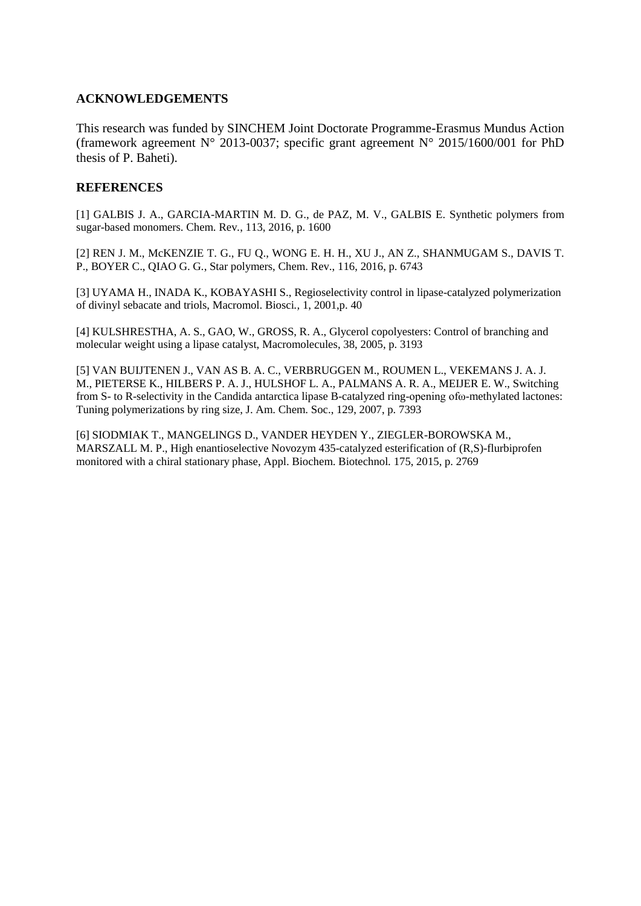## ACKNOWLEDGEMENTS

This research was funded by SINCHEM Joint Doctorate Programme-Erasmus Mundus Action (framework agreement N° 2013-0037; specific grant agreement N° 2015/1600/001 for PhD thesis of P. Baheti).

## REFERENCES

[1] GALBIS J. A., GARCIA-MARTIN M. D. G., de PAZ, M. V., GALBIS E. Synthetic polymers from sugar-based monomers. Chem. Rev., 113, 2016, p. 1600

[2] REN J. M., McKENZIE T. G., FU Q., WONG E. H. H., XU J., AN Z., SHANMUGAM S., DAVIS T. P., BOYER C., QIAO G. G., Star polymers, Chem. Rev., 116, 2016, p. 6743

[3] UYAMA H., INADA K., KOBAYASHI S., Regioselectivity control in lipase-catalyzed polymerization of divinyl sebacate and triols, Macromol. Biosci., 1, 2001,p. 40

[4] KULSHRESTHA, A. S., GAO, W., GROSS, R. A., Glycerol copolyesters: Control of branching and molecular weight using a lipase catalyst, Macromolecules, 38, 2005, p. 3193

[5] VAN BUIJTENEN J., VAN AS B. A. C., VERBRUGGEN M., ROUMEN L., VEKEMANS J. A. J. M., PIETERSE K., HILBERS P. A. J., HULSHOF L. A., PALMANS A. R. A., MEIJER E. W., Switching from S- to R-selectivity in the Candida antarctica lipase B-catalyzed ring-opening ofω-methylated lactones: Tuning polymerizations by ring size, J. Am. Chem. Soc., 129, 2007, p. 7393

[6] SIODMIAK T., MANGELINGS D., VANDER HEYDEN Y., ZIEGLER-BOROWSKA M., MARSZALL M. P., High enantioselective Novozym 435-catalyzed esterification of (R,S)-flurbiprofen monitored with a chiral stationary phase, Appl. Biochem. Biotechnol. 175, 2015, p. 2769